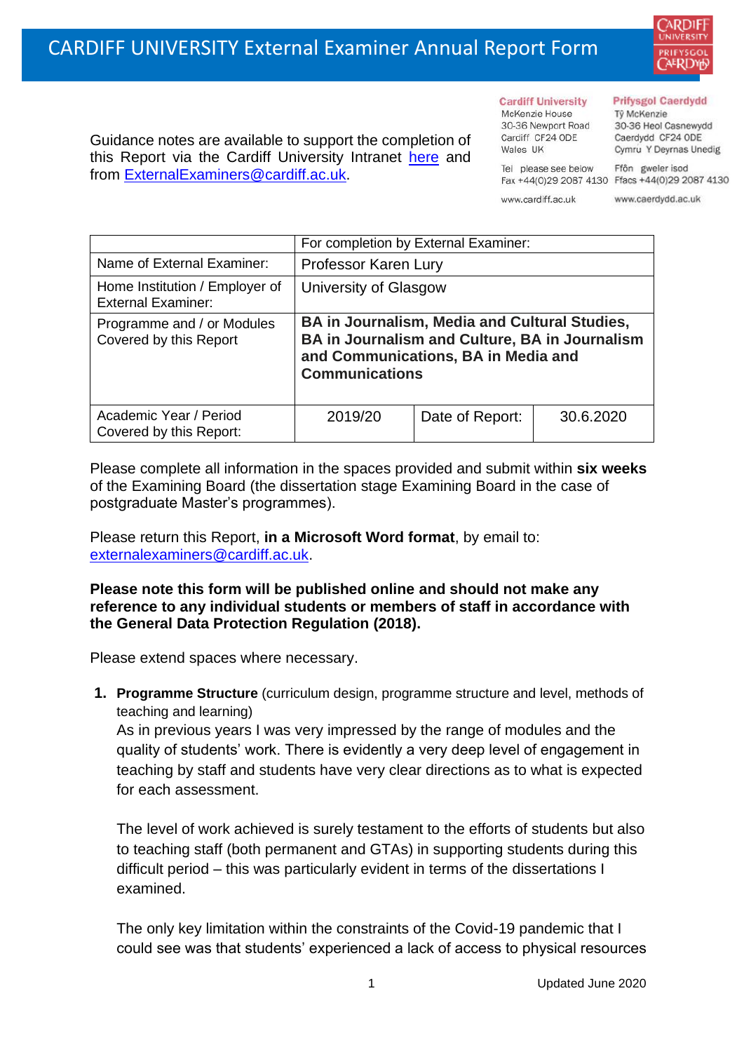# CARDIFF UNIVERSITY External Examiner Annual Report Form

Guidance notes are available to support the completion of this Report via the Cardiff University Intranet here and from ExternalExaminers@cardiff.ac.uk.

**Cardiff University**
McKenzie House
30-36 Newport Road
Cardiff CF24 0DE
Wales UK

Tel please see below
Fax +44(0)29 2087 4130

www.cardiff.ac.uk

**Prifysgol Caerdydd**
Tŷ McKenzie
30-36 Heol Casnewydd
Caerdydd CF24 0DE
Cymru Y Deyrnas Unedig

Ffôn gweler isod
Ffacs +44(0)29 2087 4130

www.caerdydd.ac.uk

| | For completion by External Examiner: | | |
|---|---|---|---|
| Name of External Examiner: | Professor Karen Lury | | |
| Home Institution / Employer of External Examiner: | University of Glasgow | | |
| Programme and / or Modules Covered by this Report | **BA in Journalism, Media and Cultural Studies, BA in Journalism and Culture, BA in Journalism and Communications, BA in Media and Communications** | | |
| Academic Year / Period Covered by this Report: | 2019/20 | Date of Report: | 30.6.2020 |

Please complete all information in the spaces provided and submit within **six weeks** of the Examining Board (the dissertation stage Examining Board in the case of postgraduate Master's programmes).

Please return this Report, **in a Microsoft Word format**, by email to: externalexaminers@cardiff.ac.uk.

**Please note this form will be published online and should not make any reference to any individual students or members of staff in accordance with the General Data Protection Regulation (2018).**

Please extend spaces where necessary.

1. **Programme Structure** (curriculum design, programme structure and level, methods of teaching and learning)
   As in previous years I was very impressed by the range of modules and the quality of students' work. There is evidently a very deep level of engagement in teaching by staff and students have very clear directions as to what is expected for each assessment.

   The level of work achieved is surely testament to the efforts of students but also to teaching staff (both permanent and GTAs) in supporting students during this difficult period – this was particularly evident in terms of the dissertations I examined.

   The only key limitation within the constraints of the Covid-19 pandemic that I could see was that students' experienced a lack of access to physical resources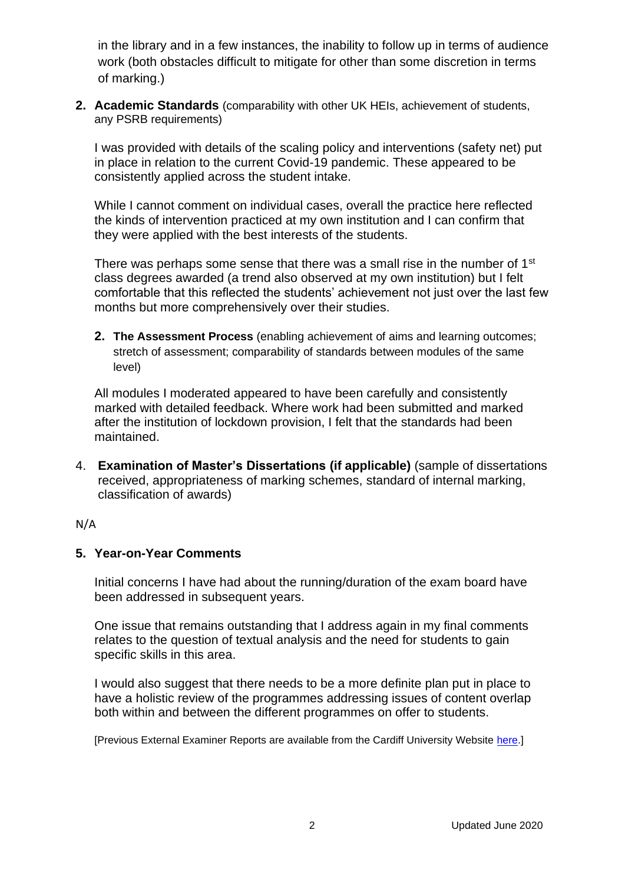in the library and in a few instances, the inability to follow up in terms of audience work (both obstacles difficult to mitigate for other than some discretion in terms of marking.)

**2. Academic Standards** (comparability with other UK HEIs, achievement of students, any PSRB requirements)

I was provided with details of the scaling policy and interventions (safety net) put in place in relation to the current Covid-19 pandemic. These appeared to be consistently applied across the student intake.

While I cannot comment on individual cases, overall the practice here reflected the kinds of intervention practiced at my own institution and I can confirm that they were applied with the best interests of the students.

There was perhaps some sense that there was a small rise in the number of 1st class degrees awarded (a trend also observed at my own institution) but I felt comfortable that this reflected the students' achievement not just over the last few months but more comprehensively over their studies.

**2. The Assessment Process** (enabling achievement of aims and learning outcomes; stretch of assessment; comparability of standards between modules of the same level)

All modules I moderated appeared to have been carefully and consistently marked with detailed feedback. Where work had been submitted and marked after the institution of lockdown provision, I felt that the standards had been maintained.

4. **Examination of Master's Dissertations (if applicable)** (sample of dissertations received, appropriateness of marking schemes, standard of internal marking, classification of awards)

N/A

**5. Year-on-Year Comments**

Initial concerns I have had about the running/duration of the exam board have been addressed in subsequent years.

One issue that remains outstanding that I address again in my final comments relates to the question of textual analysis and the need for students to gain specific skills in this area.

I would also suggest that there needs to be a more definite plan put in place to have a holistic review of the programmes addressing issues of content overlap both within and between the different programmes on offer to students.

[Previous External Examiner Reports are available from the Cardiff University Website here.]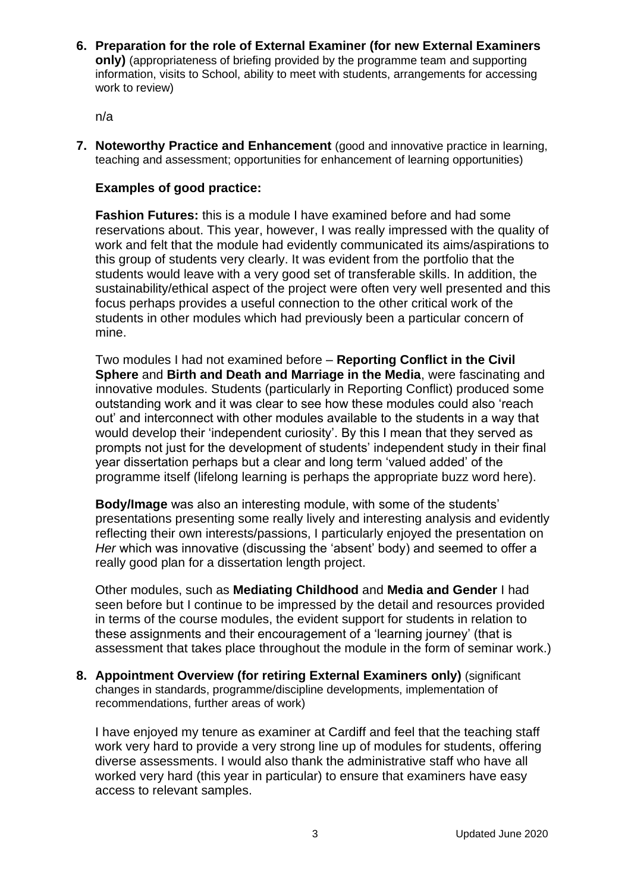**6. Preparation for the role of External Examiner (for new External Examiners only)** (appropriateness of briefing provided by the programme team and supporting information, visits to School, ability to meet with students, arrangements for accessing work to review)

n/a

**7. Noteworthy Practice and Enhancement** (good and innovative practice in learning, teaching and assessment; opportunities for enhancement of learning opportunities)

**Examples of good practice:**

**Fashion Futures:** this is a module I have examined before and had some reservations about. This year, however, I was really impressed with the quality of work and felt that the module had evidently communicated its aims/aspirations to this group of students very clearly. It was evident from the portfolio that the students would leave with a very good set of transferable skills. In addition, the sustainability/ethical aspect of the project were often very well presented and this focus perhaps provides a useful connection to the other critical work of the students in other modules which had previously been a particular concern of mine.

Two modules I had not examined before – **Reporting Conflict in the Civil Sphere** and **Birth and Death and Marriage in the Media**, were fascinating and innovative modules. Students (particularly in Reporting Conflict) produced some outstanding work and it was clear to see how these modules could also 'reach out' and interconnect with other modules available to the students in a way that would develop their 'independent curiosity'. By this I mean that they served as prompts not just for the development of students' independent study in their final year dissertation perhaps but a clear and long term 'valued added' of the programme itself (lifelong learning is perhaps the appropriate buzz word here).

**Body/Image** was also an interesting module, with some of the students' presentations presenting some really lively and interesting analysis and evidently reflecting their own interests/passions, I particularly enjoyed the presentation on *Her* which was innovative (discussing the 'absent' body) and seemed to offer a really good plan for a dissertation length project.

Other modules, such as **Mediating Childhood** and **Media and Gender** I had seen before but I continue to be impressed by the detail and resources provided in terms of the course modules, the evident support for students in relation to these assignments and their encouragement of a 'learning journey' (that is assessment that takes place throughout the module in the form of seminar work.)

**8. Appointment Overview (for retiring External Examiners only)** (significant changes in standards, programme/discipline developments, implementation of recommendations, further areas of work)

I have enjoyed my tenure as examiner at Cardiff and feel that the teaching staff work very hard to provide a very strong line up of modules for students, offering diverse assessments. I would also thank the administrative staff who have all worked very hard (this year in particular) to ensure that examiners have easy access to relevant samples.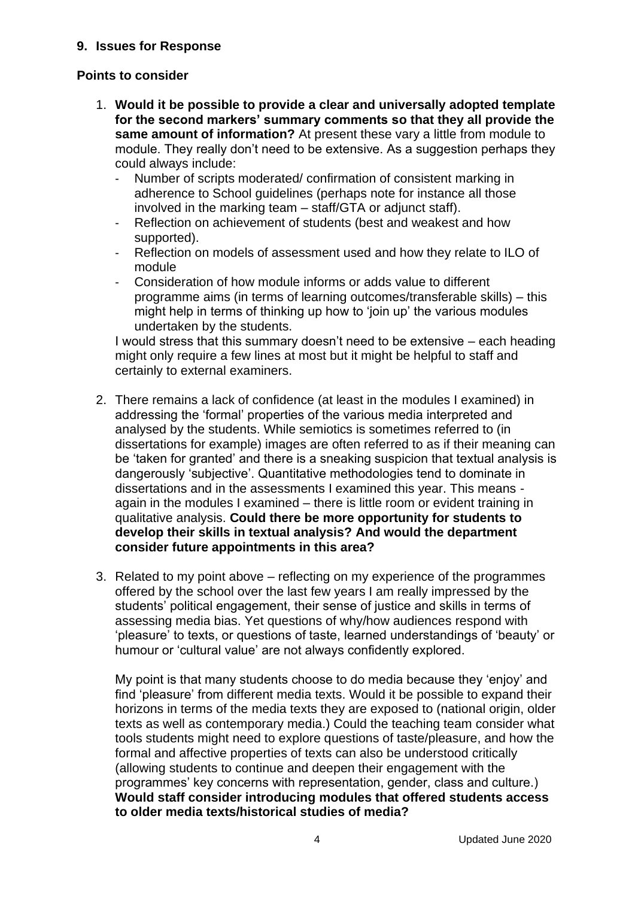## 9. Issues for Response

### Points to consider

1. **Would it be possible to provide a clear and universally adopted template for the second markers' summary comments so that they all provide the same amount of information?** At present these vary a little from module to module. They really don't need to be extensive. As a suggestion perhaps they could always include:
   - Number of scripts moderated/ confirmation of consistent marking in adherence to School guidelines (perhaps note for instance all those involved in the marking team – staff/GTA or adjunct staff).
   - Reflection on achievement of students (best and weakest and how supported).
   - Reflection on models of assessment used and how they relate to ILO of module
   - Consideration of how module informs or adds value to different programme aims (in terms of learning outcomes/transferable skills) – this might help in terms of thinking up how to 'join up' the various modules undertaken by the students.

   I would stress that this summary doesn't need to be extensive – each heading might only require a few lines at most but it might be helpful to staff and certainly to external examiners.

2. There remains a lack of confidence (at least in the modules I examined) in addressing the 'formal' properties of the various media interpreted and analysed by the students. While semiotics is sometimes referred to (in dissertations for example) images are often referred to as if their meaning can be 'taken for granted' and there is a sneaking suspicion that textual analysis is dangerously 'subjective'. Quantitative methodologies tend to dominate in dissertations and in the assessments I examined this year. This means - again in the modules I examined – there is little room or evident training in qualitative analysis. **Could there be more opportunity for students to develop their skills in textual analysis? And would the department consider future appointments in this area?**

3. Related to my point above – reflecting on my experience of the programmes offered by the school over the last few years I am really impressed by the students' political engagement, their sense of justice and skills in terms of assessing media bias. Yet questions of why/how audiences respond with 'pleasure' to texts, or questions of taste, learned understandings of 'beauty' or humour or 'cultural value' are not always confidently explored.

   My point is that many students choose to do media because they 'enjoy' and find 'pleasure' from different media texts. Would it be possible to expand their horizons in terms of the media texts they are exposed to (national origin, older texts as well as contemporary media.) Could the teaching team consider what tools students might need to explore questions of taste/pleasure, and how the formal and affective properties of texts can also be understood critically (allowing students to continue and deepen their engagement with the programmes' key concerns with representation, gender, class and culture.) **Would staff consider introducing modules that offered students access to older media texts/historical studies of media?**